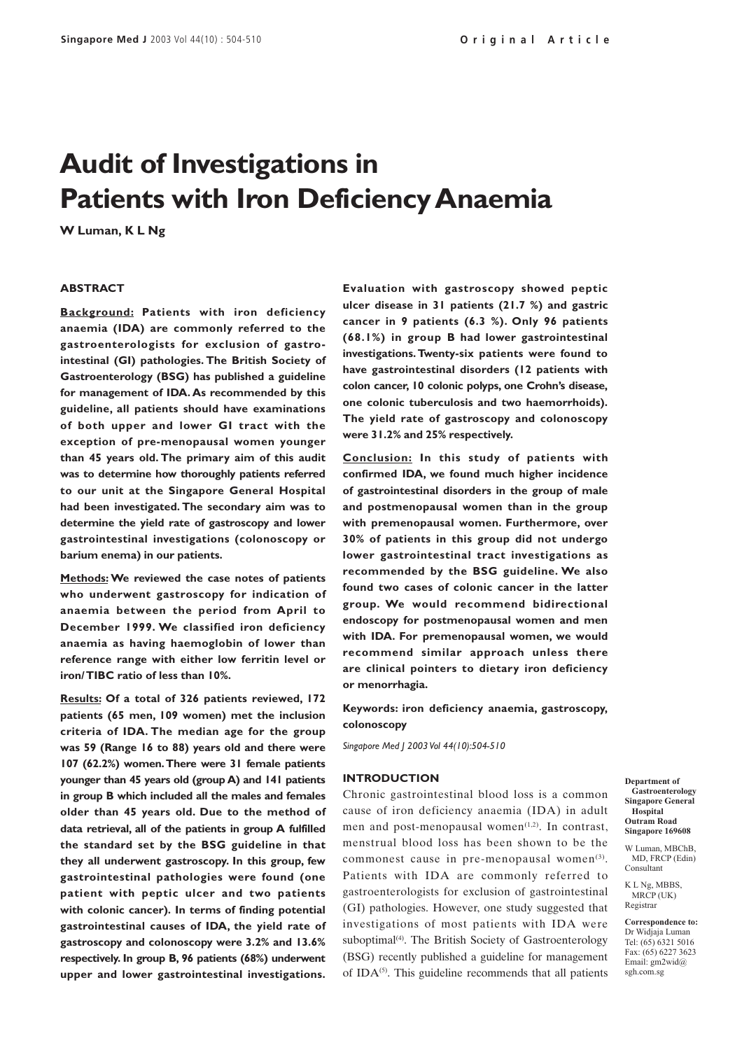# Audit of Investigations in Patients with Iron Deficiency Anaemia

**W Luman, K L Ng**

### ABSTRACT

**Background:** **Patients with iron deficiency anaemia (IDA) are commonly referred to the gastroenterologists for exclusion of gastrointestinal (GI) pathologies. The British Society of Gastroenterology (BSG) has published a guideline for management of IDA. As recommended by this guideline, all patients should have examinations of both upper and lower GI tract with the exception of pre-menopausal women younger than 45 years old. The primary aim of this audit was to determine how thoroughly patients referred to our unit at the Singapore General Hospital had been investigated. The secondary aim was to determine the yield rate of gastroscopy and lower gastrointestinal investigations (colonoscopy or barium enema) in our patients.**

**Methods:** **We reviewed the case notes of patients who underwent gastroscopy for indication of anaemia between the period from April to December 1999. We classified iron deficiency anaemia as having haemoglobin of lower than reference range with either low ferritin level or iron/TIBC ratio of less than 10%.**

**Results:** **Of a total of 326 patients reviewed, 172 patients (65 men, 109 women) met the inclusion criteria of IDA. The median age for the group was 59 (Range 16 to 88) years old and there were 107 (62.2%) women. There were 31 female patients younger than 45 years old (group A) and 141 patients in group B which included all the males and females older than 45 years old. Due to the method of data retrieval, all of the patients in group A fulfilled the standard set by the BSG guideline in that they all underwent gastroscopy. In this group, few gastrointestinal pathologies were found (one patient with peptic ulcer and two patients with colonic cancer). In terms of finding potential gastrointestinal causes of IDA, the yield rate of gastroscopy and colonoscopy were 3.2% and 13.6% respectively. In group B, 96 patients (68%) underwent upper and lower gastrointestinal investigations. Evaluation with gastroscopy showed peptic ulcer disease in 31 patients (21.7 %) and gastric cancer in 9 patients (6.3 %). Only 96 patients (68.1%) in group B had lower gastrointestinal investigations. Twenty-six patients were found to have gastrointestinal disorders (12 patients with colon cancer, 10 colonic polyps, one Crohn's disease, one colonic tuberculosis and two haemorrhoids). The yield rate of gastroscopy and colonoscopy were 31.2% and 25% respectively.**

**Conclusion:** **In this study of patients with confirmed IDA, we found much higher incidence of gastrointestinal disorders in the group of male and postmenopausal women than in the group with premenopausal women. Furthermore, over 30% of patients in this group did not undergo lower gastrointestinal tract investigations as recommended by the BSG guideline. We also found two cases of colonic cancer in the latter group. We would recommend bidirectional endoscopy for postmenopausal women and men with IDA. For premenopausal women, we would recommend similar approach unless there are clinical pointers to dietary iron deficiency or menorrhagia.**

**Keywords: iron deficiency anaemia, gastroscopy, colonoscopy**

*Singapore Med J 2003 Vol 44(10):504-510*

### INTRODUCTION

Chronic gastrointestinal blood loss is a common cause of iron deficiency anaemia (IDA) in adult men and post-menopausal women[1,2]. In contrast, menstrual blood loss has been shown to be the commonest cause in pre-menopausal women[3]. Patients with IDA are commonly referred to gastroenterologists for exclusion of gastrointestinal (GI) pathologies. However, one study suggested that investigations of most patients with IDA were suboptimal[4]. The British Society of Gastroenterology (BSG) recently published a guideline for management of IDA[5]. This guideline recommends that all patients

**Department of Gastroenterology Singapore General Hospital Outram Road Singapore 169608**

W Luman, MBChB, MD, FRCP (Edin) Consultant

K L Ng, MBBS, MRCP (UK) Registrar

**Correspondence to:** Dr Widjaja Luman Tel: (65) 6321 5016 Fax: (65) 6227 3623 Email: gm2wid@sgh.com.sg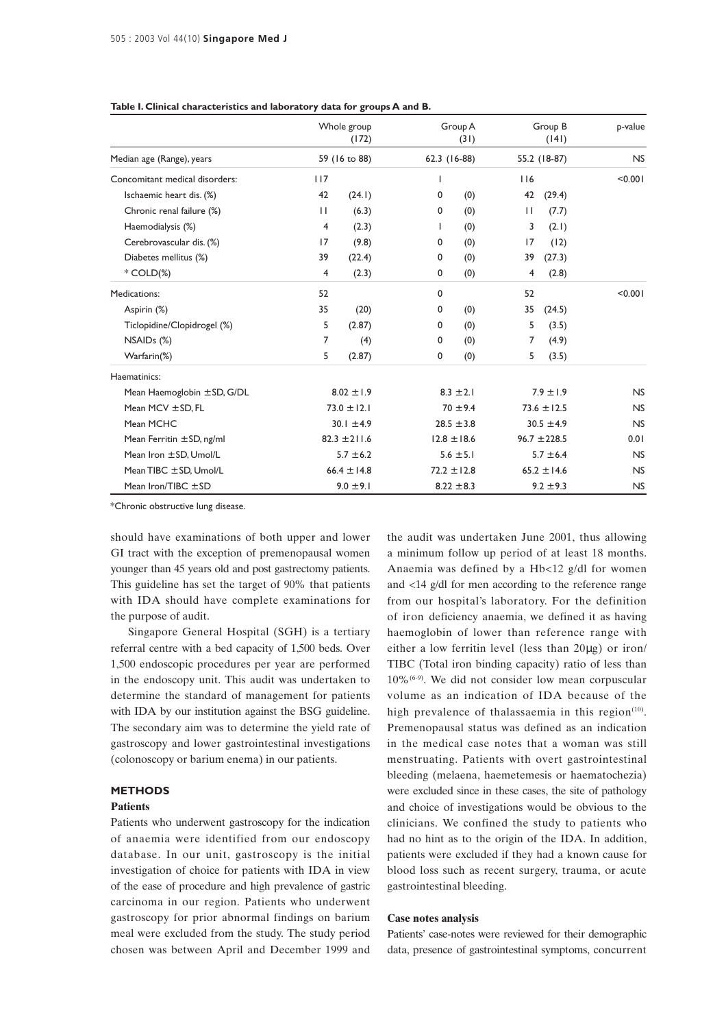**Table I. Clinical characteristics and laboratory data for groups A and B.**

| | Whole group (172) | | Group A (31) | | Group B (141) | | p-value |
|---|---|---|---|---|---|---|---|
| Median age (Range), years | 59 (16 to 88) | | 62.3 (16-88) | | 55.2 (18-87) | | NS |
| Concomitant medical disorders: | 117 | | 1 | | 116 | | <0.001 |
| Ischaemic heart dis. (%) | 42 | (24.1) | 0 | (0) | 42 | (29.4) | |
| Chronic renal failure (%) | 11 | (6.3) | 0 | (0) | 11 | (7.7) | |
| Haemodialysis (%) | 4 | (2.3) | 1 | (0) | 3 | (2.1) | |
| Cerebrovascular dis. (%) | 17 | (9.8) | 0 | (0) | 17 | (12) | |
| Diabetes mellitus (%) | 39 | (22.4) | 0 | (0) | 39 | (27.3) | |
| * COLD(%) | 4 | (2.3) | 0 | (0) | 4 | (2.8) | |
| Medications: | 52 | | 0 | | 52 | | <0.001 |
| Aspirin (%) | 35 | (20) | 0 | (0) | 35 | (24.5) | |
| Ticlopidine/Clopidrogel (%) | 5 | (2.87) | 0 | (0) | 5 | (3.5) | |
| NSAIDs (%) | 7 | (4) | 0 | (0) | 7 | (4.9) | |
| Warfarin(%) | 5 | (2.87) | 0 | (0) | 5 | (3.5) | |
| Haematinics: | | | | | | | |
| Mean Haemoglobin ±SD, G/DL | 8.02 ±1.9 | | 8.3 ±2.1 | | 7.9 ±1.9 | | NS |
| Mean MCV ±SD, FL | 73.0 ±12.1 | | 70 ±9.4 | | 73.6 ±12.5 | | NS |
| Mean MCHC | 30.1 ±4.9 | | 28.5 ±3.8 | | 30.5 ±4.9 | | NS |
| Mean Ferritin ±SD, ng/ml | 82.3 ±211.6 | | 12.8 ±18.6 | | 96.7 ±228.5 | | 0.01 |
| Mean Iron ±SD, Umol/L | 5.7 ±6.2 | | 5.6 ±5.1 | | 5.7 ±6.4 | | NS |
| Mean TIBC ±SD, Umol/L | 66.4 ±14.8 | | 72.2 ±12.8 | | 65.2 ±14.6 | | NS |
| Mean Iron/TIBC ±SD | 9.0 ±9.1 | | 8.22 ±8.3 | | 9.2 ±9.3 | | NS |

*Chronic obstructive lung disease.

should have examinations of both upper and lower GI tract with the exception of premenopausal women younger than 45 years old and post gastrectomy patients. This guideline has set the target of 90% that patients with IDA should have complete examinations for the purpose of audit.

Singapore General Hospital (SGH) is a tertiary referral centre with a bed capacity of 1,500 beds. Over 1,500 endoscopic procedures per year are performed in the endoscopy unit. This audit was undertaken to determine the standard of management for patients with IDA by our institution against the BSG guideline. The secondary aim was to determine the yield rate of gastroscopy and lower gastrointestinal investigations (colonoscopy or barium enema) in our patients.

## METHODS

### Patients

Patients who underwent gastroscopy for the indication of anaemia were identified from our endoscopy database. In our unit, gastroscopy is the initial investigation of choice for patients with IDA in view of the ease of procedure and high prevalence of gastric carcinoma in our region. Patients who underwent gastroscopy for prior abnormal findings on barium meal were excluded from the study. The study period chosen was between April and December 1999 and the audit was undertaken June 2001, thus allowing a minimum follow up period of at least 18 months. Anaemia was defined by a Hb<12 g/dl for women and <14 g/dl for men according to the reference range from our hospital's laboratory. For the definition of iron deficiency anaemia, we defined it as having haemoglobin of lower than reference range with either a low ferritin level (less than 20μg) or iron/TIBC (Total iron binding capacity) ratio of less than 10%[6-9]. We did not consider low mean corpuscular volume as an indication of IDA because of the high prevalence of thalassaemia in this region[10]. Premenopausal status was defined as an indication in the medical case notes that a woman was still menstruating. Patients with overt gastrointestinal bleeding (melaena, haemetemesis or haematochezia) were excluded since in these cases, the site of pathology and choice of investigations would be obvious to the clinicians. We confined the study to patients who had no hint as to the origin of the IDA. In addition, patients were excluded if they had a known cause for blood loss such as recent surgery, trauma, or acute gastrointestinal bleeding.

### Case notes analysis

Patients' case-notes were reviewed for their demographic data, presence of gastrointestinal symptoms, concurrent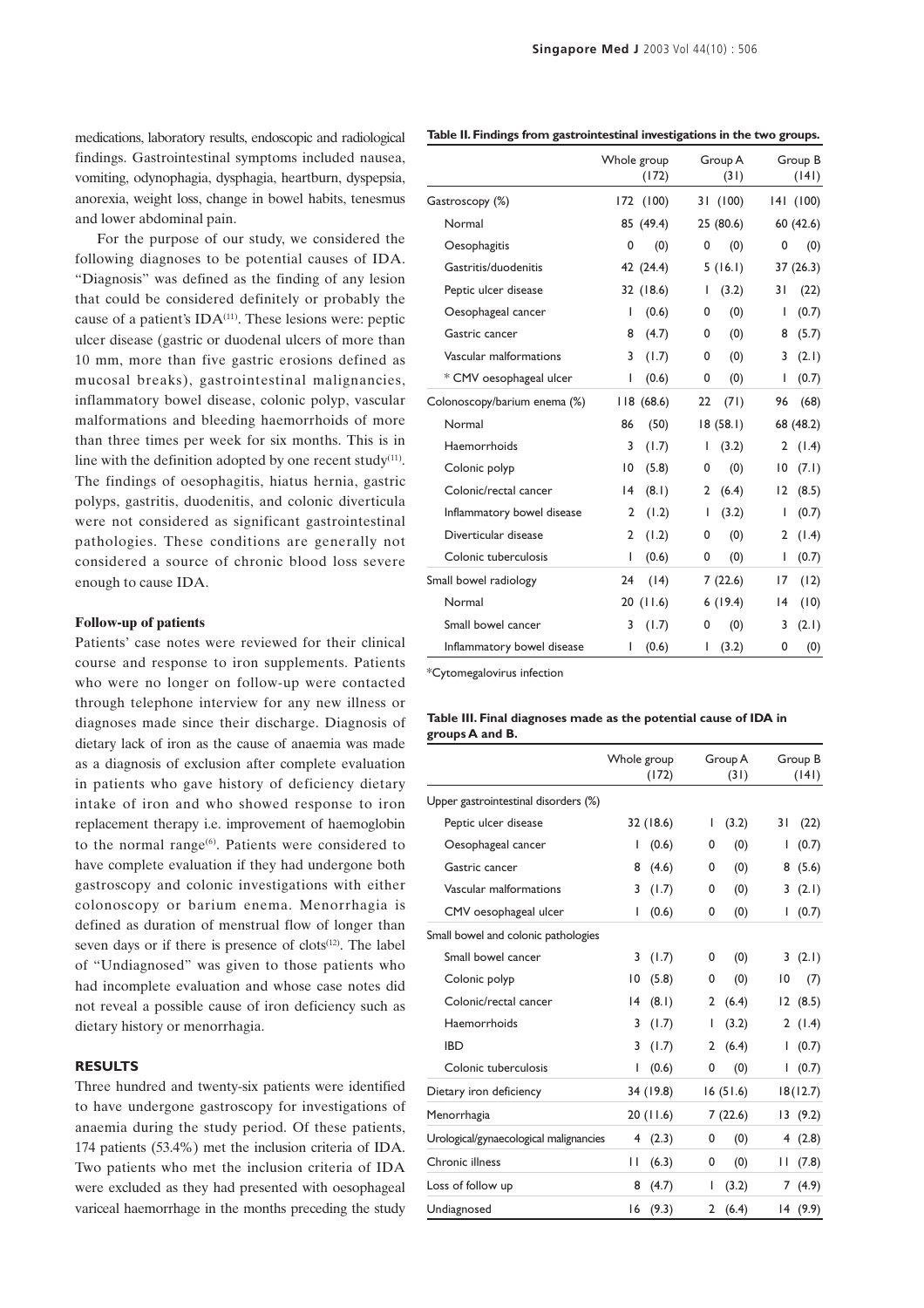medications, laboratory results, endoscopic and radiological findings. Gastrointestinal symptoms included nausea, vomiting, odynophagia, dysphagia, heartburn, dyspepsia, anorexia, weight loss, change in bowel habits, tenesmus and lower abdominal pain.

For the purpose of our study, we considered the following diagnoses to be potential causes of IDA. "Diagnosis" was defined as the finding of any lesion that could be considered definitely or probably the cause of a patient's IDA[11]. These lesions were: peptic ulcer disease (gastric or duodenal ulcers of more than 10 mm, more than five gastric erosions defined as mucosal breaks), gastrointestinal malignancies, inflammatory bowel disease, colonic polyp, vascular malformations and bleeding haemorrhoids of more than three times per week for six months. This is in line with the definition adopted by one recent study[11]. The findings of oesophagitis, hiatus hernia, gastric polyps, gastritis, duodenitis, and colonic diverticula were not considered as significant gastrointestinal pathologies. These conditions are generally not considered a source of chronic blood loss severe enough to cause IDA.

**Follow-up of patients**

Patients' case notes were reviewed for their clinical course and response to iron supplements. Patients who were no longer on follow-up were contacted through telephone interview for any new illness or diagnoses made since their discharge. Diagnosis of dietary lack of iron as the cause of anaemia was made as a diagnosis of exclusion after complete evaluation in patients who gave history of deficiency dietary intake of iron and who showed response to iron replacement therapy i.e. improvement of haemoglobin to the normal range[6]. Patients were considered to have complete evaluation if they had undergone both gastroscopy and colonic investigations with either colonoscopy or barium enema. Menorrhagia is defined as duration of menstrual flow of longer than seven days or if there is presence of clots[12]. The label of "Undiagnosed" was given to those patients who had incomplete evaluation and whose case notes did not reveal a possible cause of iron deficiency such as dietary history or menorrhagia.

## RESULTS

Three hundred and twenty-six patients were identified to have undergone gastroscopy for investigations of anaemia during the study period. Of these patients, 174 patients (53.4%) met the inclusion criteria of IDA. Two patients who met the inclusion criteria of IDA were excluded as they had presented with oesophageal variceal haemorrhage in the months preceding the study

**Table II. Findings from gastrointestinal investigations in the two groups.**

| | Whole group (172) | Group A (31) | Group B (141) |
|---|---|---|---|
| Gastroscopy (%) | 172 (100) | 31 (100) | 141 (100) |
| Normal | 85 (49.4) | 25 (80.6) | 60 (42.6) |
| Oesophagitis | 0 (0) | 0 (0) | 0 (0) |
| Gastritis/duodenitis | 42 (24.4) | 5 (16.1) | 37 (26.3) |
| Peptic ulcer disease | 32 (18.6) | 1 (3.2) | 31 (22) |
| Oesophageal cancer | 1 (0.6) | 0 (0) | 1 (0.7) |
| Gastric cancer | 8 (4.7) | 0 (0) | 8 (5.7) |
| Vascular malformations | 3 (1.7) | 0 (0) | 3 (2.1) |
| * CMV oesophageal ulcer | 1 (0.6) | 0 (0) | 1 (0.7) |
| Colonoscopy/barium enema (%) | 118 (68.6) | 22 (71) | 96 (68) |
| Normal | 86 (50) | 18 (58.1) | 68 (48.2) |
| Haemorrhoids | 3 (1.7) | 1 (3.2) | 2 (1.4) |
| Colonic polyp | 10 (5.8) | 0 (0) | 10 (7.1) |
| Colonic/rectal cancer | 14 (8.1) | 2 (6.4) | 12 (8.5) |
| Inflammatory bowel disease | 2 (1.2) | 1 (3.2) | 1 (0.7) |
| Diverticular disease | 2 (1.2) | 0 (0) | 2 (1.4) |
| Colonic tuberculosis | 1 (0.6) | 0 (0) | 1 (0.7) |
| Small bowel radiology | 24 (14) | 7 (22.6) | 17 (12) |
| Normal | 20 (11.6) | 6 (19.4) | 14 (10) |
| Small bowel cancer | 3 (1.7) | 0 (0) | 3 (2.1) |
| Inflammatory bowel disease | 1 (0.6) | 1 (3.2) | 0 (0) |

*Cytomegalovirus infection

**Table III. Final diagnoses made as the potential cause of IDA in groups A and B.**

| | Whole group (172) | Group A (31) | Group B (141) |
|---|---|---|---|
| Upper gastrointestinal disorders (%) | | | |
| Peptic ulcer disease | 32 (18.6) | 1 (3.2) | 31 (22) |
| Oesophageal cancer | 1 (0.6) | 0 (0) | 1 (0.7) |
| Gastric cancer | 8 (4.6) | 0 (0) | 8 (5.6) |
| Vascular malformations | 3 (1.7) | 0 (0) | 3 (2.1) |
| CMV oesophageal ulcer | 1 (0.6) | 0 (0) | 1 (0.7) |
| Small bowel and colonic pathologies | | | |
| Small bowel cancer | 3 (1.7) | 0 (0) | 3 (2.1) |
| Colonic polyp | 10 (5.8) | 0 (0) | 10 (7) |
| Colonic/rectal cancer | 14 (8.1) | 2 (6.4) | 12 (8.5) |
| Haemorrhoids | 3 (1.7) | 1 (3.2) | 2 (1.4) |
| IBD | 3 (1.7) | 2 (6.4) | 1 (0.7) |
| Colonic tuberculosis | 1 (0.6) | 0 (0) | 1 (0.7) |
| Dietary iron deficiency | 34 (19.8) | 16 (51.6) | 18 (12.7) |
| Menorrhagia | 20 (11.6) | 7 (22.6) | 13 (9.2) |
| Urological/gynaecological malignancies | 4 (2.3) | 0 (0) | 4 (2.8) |
| Chronic illness | 11 (6.3) | 0 (0) | 11 (7.8) |
| Loss of follow up | 8 (4.7) | 1 (3.2) | 7 (4.9) |
| Undiagnosed | 16 (9.3) | 2 (6.4) | 14 (9.9) |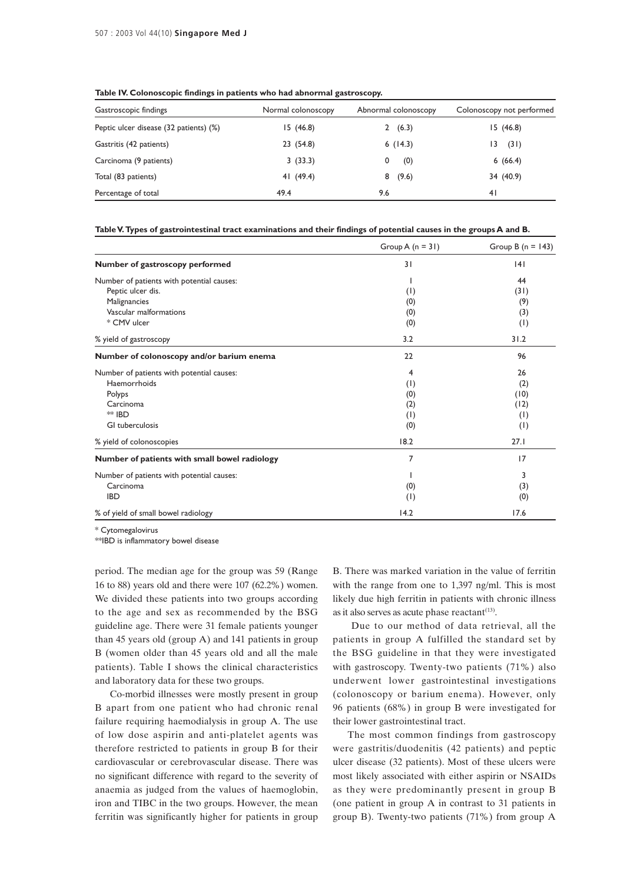**Table IV. Colonoscopic findings in patients who had abnormal gastroscopy.**

| Gastroscopic findings | Normal colonoscopy | Abnormal colonoscopy | Colonoscopy not performed |
|---|---|---|---|
| Peptic ulcer disease (32 patients) (%) | 15 (46.8) | 2 (6.3) | 15 (46.8) |
| Gastritis (42 patients) | 23 (54.8) | 6 (14.3) | 13 (31) |
| Carcinoma (9 patients) | 3 (33.3) | 0 (0) | 6 (66.4) |
| Total (83 patients) | 41 (49.4) | 8 (9.6) | 34 (40.9) |
| Percentage of total | 49.4 | 9.6 | 41 |

**Table V. Types of gastrointestinal tract examinations and their findings of potential causes in the groups A and B.**

| | Group A (n = 31) | Group B (n = 143) |
|---|---|---|
| **Number of gastroscopy performed** | 31 | 141 |
| Number of patients with potential causes: | 1 | 44 |
| Peptic ulcer dis. | (1) | (31) |
| Malignancies | (0) | (9) |
| Vascular malformations | (0) | (3) |
| * CMV ulcer | (0) | (1) |
| % yield of gastroscopy | 3.2 | 31.2 |
| **Number of colonoscopy and/or barium enema** | 22 | 96 |
| Number of patients with potential causes: | 4 | 26 |
| Haemorrhoids | (1) | (2) |
| Polyps | (0) | (10) |
| Carcinoma | (2) | (12) |
| ** IBD | (1) | (1) |
| GI tuberculosis | (0) | (1) |
| % yield of colonoscopies | 18.2 | 27.1 |
| **Number of patients with small bowel radiology** | 7 | 17 |
| Number of patients with potential causes: | 1 | 3 |
| Carcinoma | (0) | (3) |
| IBD | (1) | (0) |
| % of yield of small bowel radiology | 14.2 | 17.6 |

* Cytomegalovirus

**IBD is inflammatory bowel disease

period. The median age for the group was 59 (Range 16 to 88) years old and there were 107 (62.2%) women. We divided these patients into two groups according to the age and sex as recommended by the BSG guideline age. There were 31 female patients younger than 45 years old (group A) and 141 patients in group B (women older than 45 years old and all the male patients). Table I shows the clinical characteristics and laboratory data for these two groups.

Co-morbid illnesses were mostly present in group B apart from one patient who had chronic renal failure requiring haemodialysis in group A. The use of low dose aspirin and anti-platelet agents was therefore restricted to patients in group B for their cardiovascular or cerebrovascular disease. There was no significant difference with regard to the severity of anaemia as judged from the values of haemoglobin, iron and TIBC in the two groups. However, the mean ferritin was significantly higher for patients in group B. There was marked variation in the value of ferritin with the range from one to 1,397 ng/ml. This is most likely due high ferritin in patients with chronic illness as it also serves as acute phase reactant[13].

Due to our method of data retrieval, all the patients in group A fulfilled the standard set by the BSG guideline in that they were investigated with gastroscopy. Twenty-two patients (71%) also underwent lower gastrointestinal investigations (colonoscopy or barium enema). However, only 96 patients (68%) in group B were investigated for their lower gastrointestinal tract.

The most common findings from gastroscopy were gastritis/duodenitis (42 patients) and peptic ulcer disease (32 patients). Most of these ulcers were most likely associated with either aspirin or NSAIDs as they were predominantly present in group B (one patient in group A in contrast to 31 patients in group B). Twenty-two patients (71%) from group A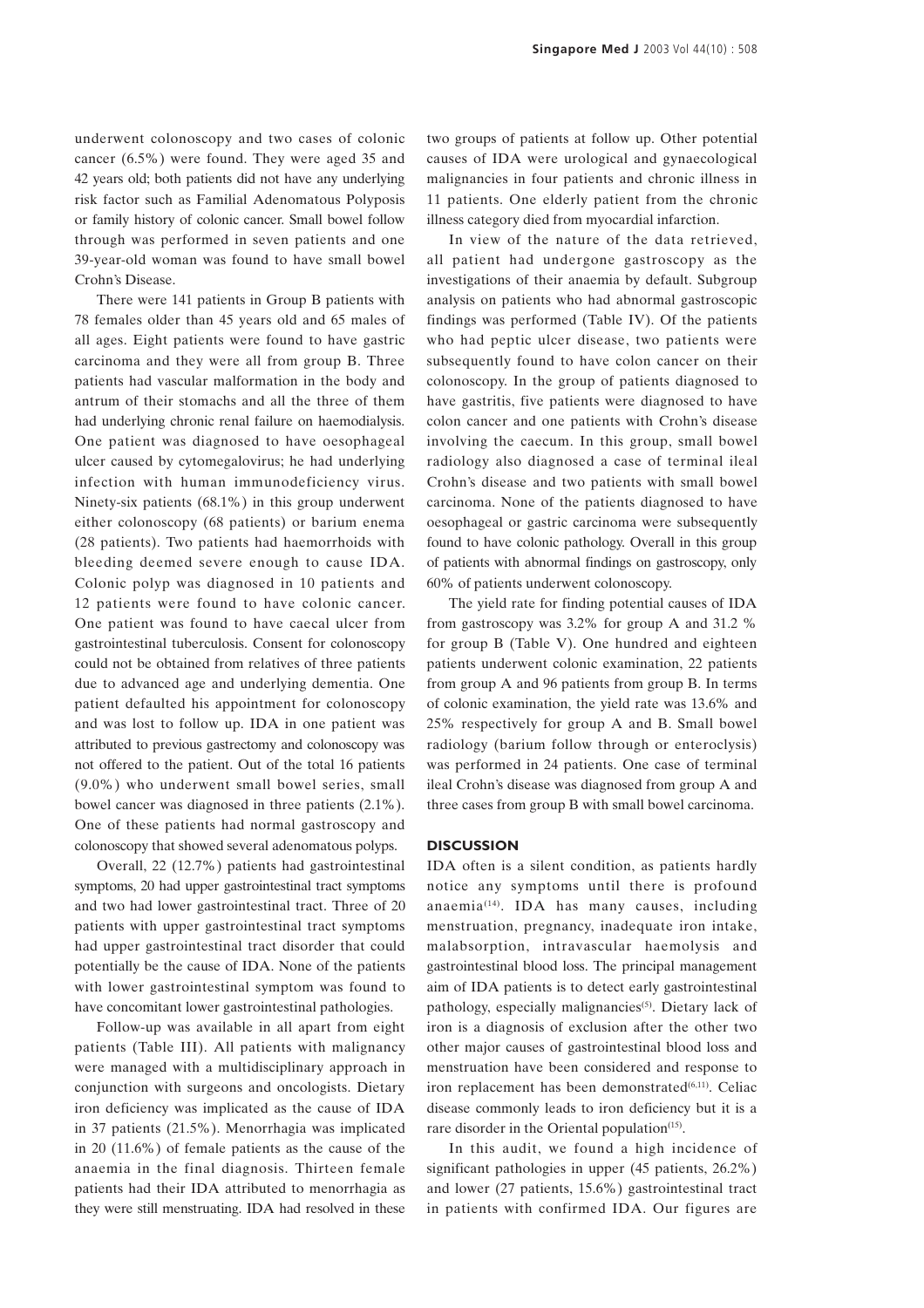underwent colonoscopy and two cases of colonic cancer (6.5%) were found. They were aged 35 and 42 years old; both patients did not have any underlying risk factor such as Familial Adenomatous Polyposis or family history of colonic cancer. Small bowel follow through was performed in seven patients and one 39-year-old woman was found to have small bowel Crohn's Disease.

There were 141 patients in Group B patients with 78 females older than 45 years old and 65 males of all ages. Eight patients were found to have gastric carcinoma and they were all from group B. Three patients had vascular malformation in the body and antrum of their stomachs and all the three of them had underlying chronic renal failure on haemodialysis. One patient was diagnosed to have oesophageal ulcer caused by cytomegalovirus; he had underlying infection with human immunodeficiency virus. Ninety-six patients (68.1%) in this group underwent either colonoscopy (68 patients) or barium enema (28 patients). Two patients had haemorrhoids with bleeding deemed severe enough to cause IDA. Colonic polyp was diagnosed in 10 patients and 12 patients were found to have colonic cancer. One patient was found to have caecal ulcer from gastrointestinal tuberculosis. Consent for colonoscopy could not be obtained from relatives of three patients due to advanced age and underlying dementia. One patient defaulted his appointment for colonoscopy and was lost to follow up. IDA in one patient was attributed to previous gastrectomy and colonoscopy was not offered to the patient. Out of the total 16 patients (9.0%) who underwent small bowel series, small bowel cancer was diagnosed in three patients (2.1%). One of these patients had normal gastroscopy and colonoscopy that showed several adenomatous polyps.

Overall, 22 (12.7%) patients had gastrointestinal symptoms, 20 had upper gastrointestinal tract symptoms and two had lower gastrointestinal tract. Three of 20 patients with upper gastrointestinal tract symptoms had upper gastrointestinal tract disorder that could potentially be the cause of IDA. None of the patients with lower gastrointestinal symptom was found to have concomitant lower gastrointestinal pathologies.

Follow-up was available in all apart from eight patients (Table III). All patients with malignancy were managed with a multidisciplinary approach in conjunction with surgeons and oncologists. Dietary iron deficiency was implicated as the cause of IDA in 37 patients (21.5%). Menorrhagia was implicated in 20 (11.6%) of female patients as the cause of the anaemia in the final diagnosis. Thirteen female patients had their IDA attributed to menorrhagia as they were still menstruating. IDA had resolved in these two groups of patients at follow up. Other potential causes of IDA were urological and gynaecological malignancies in four patients and chronic illness in 11 patients. One elderly patient from the chronic illness category died from myocardial infarction.

In view of the nature of the data retrieved, all patient had undergone gastroscopy as the investigations of their anaemia by default. Subgroup analysis on patients who had abnormal gastroscopic findings was performed (Table IV). Of the patients who had peptic ulcer disease, two patients were subsequently found to have colon cancer on their colonoscopy. In the group of patients diagnosed to have gastritis, five patients were diagnosed to have colon cancer and one patients with Crohn's disease involving the caecum. In this group, small bowel radiology also diagnosed a case of terminal ileal Crohn's disease and two patients with small bowel carcinoma. None of the patients diagnosed to have oesophageal or gastric carcinoma were subsequently found to have colonic pathology. Overall in this group of patients with abnormal findings on gastroscopy, only 60% of patients underwent colonoscopy.

The yield rate for finding potential causes of IDA from gastroscopy was 3.2% for group A and 31.2 % for group B (Table V). One hundred and eighteen patients underwent colonic examination, 22 patients from group A and 96 patients from group B. In terms of colonic examination, the yield rate was 13.6% and 25% respectively for group A and B. Small bowel radiology (barium follow through or enteroclysis) was performed in 24 patients. One case of terminal ileal Crohn's disease was diagnosed from group A and three cases from group B with small bowel carcinoma.

## DISCUSSION

IDA often is a silent condition, as patients hardly notice any symptoms until there is profound anaemia[14]. IDA has many causes, including menstruation, pregnancy, inadequate iron intake, malabsorption, intravascular haemolysis and gastrointestinal blood loss. The principal management aim of IDA patients is to detect early gastrointestinal pathology, especially malignancies[5]. Dietary lack of iron is a diagnosis of exclusion after the other two other major causes of gastrointestinal blood loss and menstruation have been considered and response to iron replacement has been demonstrated[6,11]. Celiac disease commonly leads to iron deficiency but it is a rare disorder in the Oriental population[15].

In this audit, we found a high incidence of significant pathologies in upper (45 patients, 26.2%) and lower (27 patients, 15.6%) gastrointestinal tract in patients with confirmed IDA. Our figures are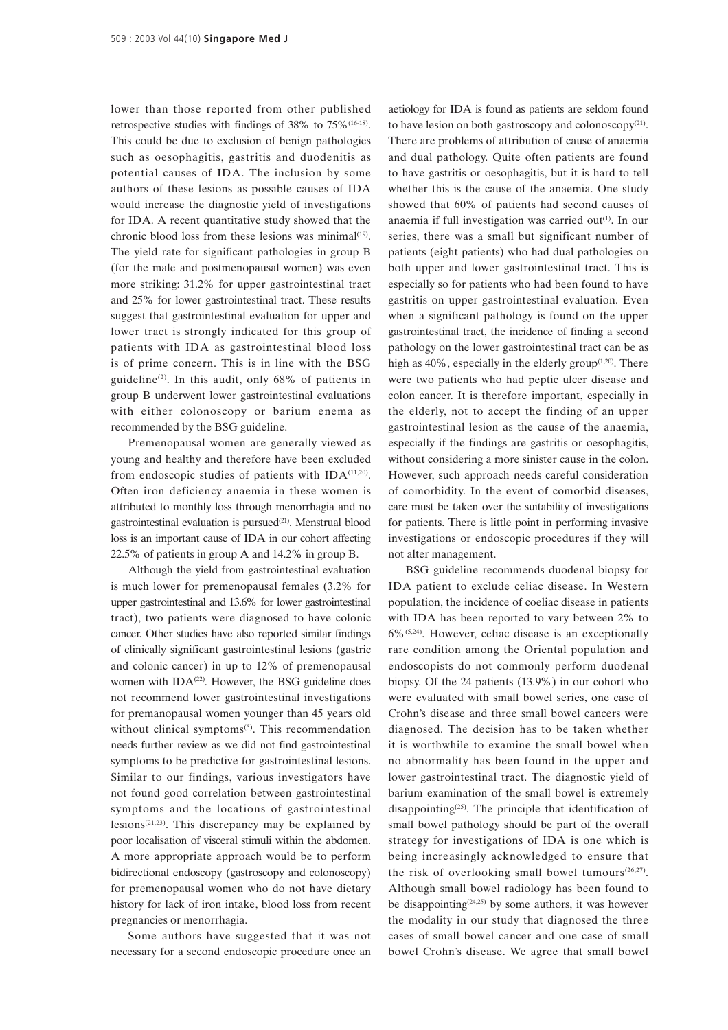lower than those reported from other published retrospective studies with findings of 38% to 75%[16-18]. This could be due to exclusion of benign pathologies such as oesophagitis, gastritis and duodenitis as potential causes of IDA. The inclusion by some authors of these lesions as possible causes of IDA would increase the diagnostic yield of investigations for IDA. A recent quantitative study showed that the chronic blood loss from these lesions was minimal[19]. The yield rate for significant pathologies in group B (for the male and postmenopausal women) was even more striking: 31.2% for upper gastrointestinal tract and 25% for lower gastrointestinal tract. These results suggest that gastrointestinal evaluation for upper and lower tract is strongly indicated for this group of patients with IDA as gastrointestinal blood loss is of prime concern. This is in line with the BSG guideline[2]. In this audit, only 68% of patients in group B underwent lower gastrointestinal evaluations with either colonoscopy or barium enema as recommended by the BSG guideline.

Premenopausal women are generally viewed as young and healthy and therefore have been excluded from endoscopic studies of patients with IDA[11,20]. Often iron deficiency anaemia in these women is attributed to monthly loss through menorrhagia and no gastrointestinal evaluation is pursued[21]. Menstrual blood loss is an important cause of IDA in our cohort affecting 22.5% of patients in group A and 14.2% in group B.

Although the yield from gastrointestinal evaluation is much lower for premenopausal females (3.2% for upper gastrointestinal and 13.6% for lower gastrointestinal tract), two patients were diagnosed to have colonic cancer. Other studies have also reported similar findings of clinically significant gastrointestinal lesions (gastric and colonic cancer) in up to 12% of premenopausal women with IDA[22]. However, the BSG guideline does not recommend lower gastrointestinal investigations for premanopausal women younger than 45 years old without clinical symptoms[5]. This recommendation needs further review as we did not find gastrointestinal symptoms to be predictive for gastrointestinal lesions. Similar to our findings, various investigators have not found good correlation between gastrointestinal symptoms and the locations of gastrointestinal lesions[21,23]. This discrepancy may be explained by poor localisation of visceral stimuli within the abdomen. A more appropriate approach would be to perform bidirectional endoscopy (gastroscopy and colonoscopy) for premenopausal women who do not have dietary history for lack of iron intake, blood loss from recent pregnancies or menorrhagia.

Some authors have suggested that it was not necessary for a second endoscopic procedure once an aetiology for IDA is found as patients are seldom found to have lesion on both gastroscopy and colonoscopy[21]. There are problems of attribution of cause of anaemia and dual pathology. Quite often patients are found to have gastritis or oesophagitis, but it is hard to tell whether this is the cause of the anaemia. One study showed that 60% of patients had second causes of anaemia if full investigation was carried out[1]. In our series, there was a small but significant number of patients (eight patients) who had dual pathologies on both upper and lower gastrointestinal tract. This is especially so for patients who had been found to have gastritis on upper gastrointestinal evaluation. Even when a significant pathology is found on the upper gastrointestinal tract, the incidence of finding a second pathology on the lower gastrointestinal tract can be as high as 40%, especially in the elderly group[1,20]. There were two patients who had peptic ulcer disease and colon cancer. It is therefore important, especially in the elderly, not to accept the finding of an upper gastrointestinal lesion as the cause of the anaemia, especially if the findings are gastritis or oesophagitis, without considering a more sinister cause in the colon. However, such approach needs careful consideration of comorbidity. In the event of comorbid diseases, care must be taken over the suitability of investigations for patients. There is little point in performing invasive investigations or endoscopic procedures if they will not alter management.

BSG guideline recommends duodenal biopsy for IDA patient to exclude celiac disease. In Western population, the incidence of coeliac disease in patients with IDA has been reported to vary between 2% to 6%[5,24]. However, celiac disease is an exceptionally rare condition among the Oriental population and endoscopists do not commonly perform duodenal biopsy. Of the 24 patients (13.9%) in our cohort who were evaluated with small bowel series, one case of Crohn's disease and three small bowel cancers were diagnosed. The decision has to be taken whether it is worthwhile to examine the small bowel when no abnormality has been found in the upper and lower gastrointestinal tract. The diagnostic yield of barium examination of the small bowel is extremely disappointing[25]. The principle that identification of small bowel pathology should be part of the overall strategy for investigations of IDA is one which is being increasingly acknowledged to ensure that the risk of overlooking small bowel tumours[26,27]. Although small bowel radiology has been found to be disappointing[24,25] by some authors, it was however the modality in our study that diagnosed the three cases of small bowel cancer and one case of small bowel Crohn's disease. We agree that small bowel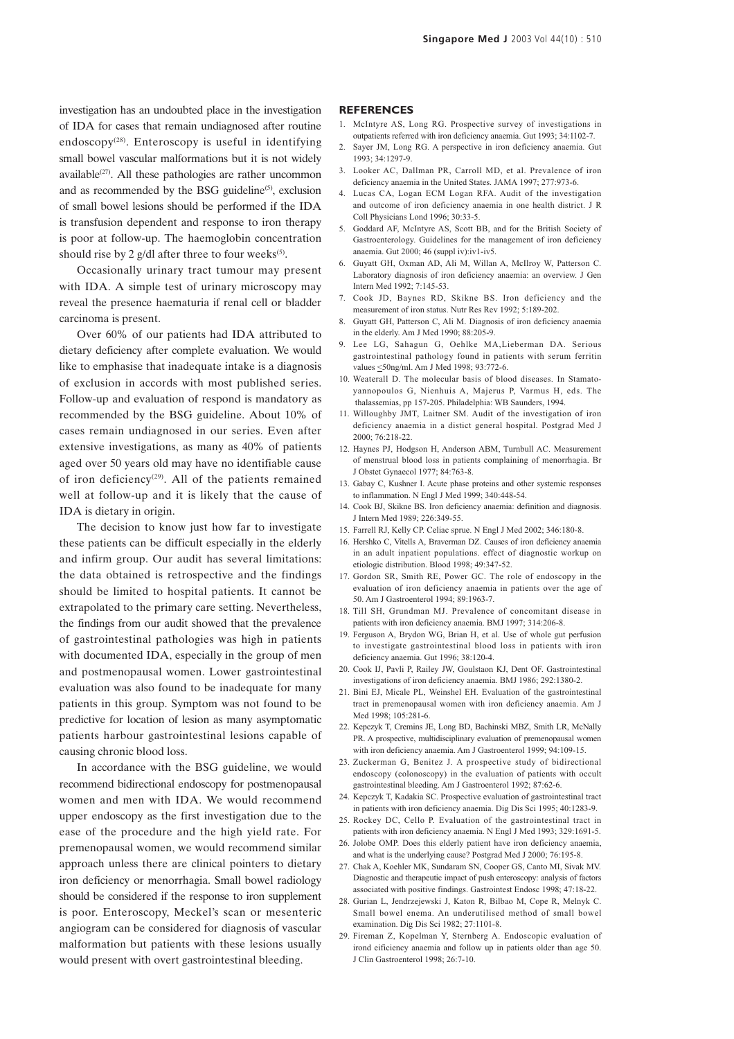investigation has an undoubted place in the investigation of IDA for cases that remain undiagnosed after routine endoscopy[28]. Enteroscopy is useful in identifying small bowel vascular malformations but it is not widely available[27]. All these pathologies are rather uncommon and as recommended by the BSG guideline[5], exclusion of small bowel lesions should be performed if the IDA is transfusion dependent and response to iron therapy is poor at follow-up. The haemoglobin concentration should rise by 2 g/dl after three to four weeks[5].

Occasionally urinary tract tumour may present with IDA. A simple test of urinary microscopy may reveal the presence haematuria if renal cell or bladder carcinoma is present.

Over 60% of our patients had IDA attributed to dietary deficiency after complete evaluation. We would like to emphasise that inadequate intake is a diagnosis of exclusion in accords with most published series. Follow-up and evaluation of respond is mandatory as recommended by the BSG guideline. About 10% of cases remain undiagnosed in our series. Even after extensive investigations, as many as 40% of patients aged over 50 years old may have no identifiable cause of iron deficiency[29]. All of the patients remained well at follow-up and it is likely that the cause of IDA is dietary in origin.

The decision to know just how far to investigate these patients can be difficult especially in the elderly and infirm group. Our audit has several limitations: the data obtained is retrospective and the findings should be limited to hospital patients. It cannot be extrapolated to the primary care setting. Nevertheless, the findings from our audit showed that the prevalence of gastrointestinal pathologies was high in patients with documented IDA, especially in the group of men and postmenopausal women. Lower gastrointestinal evaluation was also found to be inadequate for many patients in this group. Symptom was not found to be predictive for location of lesion as many asymptomatic patients harbour gastrointestinal lesions capable of causing chronic blood loss.

In accordance with the BSG guideline, we would recommend bidirectional endoscopy for postmenopausal women and men with IDA. We would recommend upper endoscopy as the first investigation due to the ease of the procedure and the high yield rate. For premenopausal women, we would recommend similar approach unless there are clinical pointers to dietary iron deficiency or menorrhagia. Small bowel radiology should be considered if the response to iron supplement is poor. Enteroscopy, Meckel's scan or mesenteric angiogram can be considered for diagnosis of vascular malformation but patients with these lesions usually would present with overt gastrointestinal bleeding.

## REFERENCES

1. McIntyre AS, Long RG. Prospective survey of investigations in outpatients referred with iron deficiency anaemia. Gut 1993; 34:1102-7.
2. Sayer JM, Long RG. A perspective in iron deficiency anaemia. Gut 1993; 34:1297-9.
3. Looker AC, Dallman PR, Carroll MD, et al. Prevalence of iron deficiency anaemia in the United States. JAMA 1997; 277:973-6.
4. Lucas CA, Logan ECM Logan RFA. Audit of the investigation and outcome of iron deficiency anaemia in one health district. J R Coll Physicians Lond 1996; 30:33-5.
5. Goddard AF, McIntyre AS, Scott BB, and for the British Society of Gastroenterology. Guidelines for the management of iron deficiency anaemia. Gut 2000; 46 (suppl iv):iv1-iv5.
6. Guyatt GH, Oxman AD, Ali M, Willan A, McIlroy W, Patterson C. Laboratory diagnosis of iron deficiency anaemia: an overview. J Gen Intern Med 1992; 7:145-53.
7. Cook JD, Baynes RD, Skikne BS. Iron deficiency and the measurement of iron status. Nutr Res Rev 1992; 5:189-202.
8. Guyatt GH, Patterson C, Ali M. Diagnosis of iron deficiency anaemia in the elderly. Am J Med 1990; 88:205-9.
9. Lee LG, Sahagun G, Oehlke MA,Lieberman DA. Serious gastrointestinal pathology found in patients with serum ferritin values ≤50ng/ml. Am J Med 1998; 93:772-6.
10. Weaterall D. The molecular basis of blood diseases. In Stamatoyannopoulos G, Nienhuis A, Majerus P, Varmus H, eds. The thalassemias, pp 157-205. Philadelphia: WB Saunders, 1994.
11. Willoughby JMT, Laitner SM. Audit of the investigation of iron deficiency anaemia in a distict general hospital. Postgrad Med J 2000; 76:218-22.
12. Haynes PJ, Hodgson H, Anderson ABM, Turnbull AC. Measurement of menstrual blood loss in patients complaining of menorrhagia. Br J Obstet Gynaecol 1977; 84:763-8.
13. Gabay C, Kushner I. Acute phase proteins and other systemic responses to inflammation. N Engl J Med 1999; 340:448-54.
14. Cook BJ, Skikne BS. Iron deficiency anaemia: definition and diagnosis. J Intern Med 1989; 226:349-55.
15. Farrell RJ, Kelly CP. Celiac sprue. N Engl J Med 2002; 346:180-8.
16. Hershko C, Vitells A, Braverman DZ. Causes of iron deficiency anaemia in an adult inpatient populations. effect of diagnostic workup on etiologic distribution. Blood 1998; 49:347-52.
17. Gordon SR, Smith RE, Power GC. The role of endoscopy in the evaluation of iron deficiency anaemia in patients over the age of 50. Am J Gastroenterol 1994; 89:1963-7.
18. Till SH, Grundman MJ. Prevalence of concomitant disease in patients with iron deficiency anaemia. BMJ 1997; 314:206-8.
19. Ferguson A, Brydon WG, Brian H, et al. Use of whole gut perfusion to investigate gastrointestinal blood loss in patients with iron deficiency anaemia. Gut 1996; 38:120-4.
20. Cook IJ, Pavli P, Railey JW, Goulstaon KJ, Dent OF. Gastrointestinal investigations of iron deficiency anaemia. BMJ 1986; 292:1380-2.
21. Bini EJ, Micale PL, Weinshel EH. Evaluation of the gastrointestinal tract in premenopausal women with iron deficiency anaemia. Am J Med 1998; 105:281-6.
22. Kepczyk T, Cremins JE, Long BD, Bachinski MBZ, Smith LR, McNally PR. A prospective, multidisciplinary evaluation of premenopausal women with iron deficiency anaemia. Am J Gastroenterol 1999; 94:109-15.
23. Zuckerman G, Benitez J. A prospective study of bidirectional endoscopy (colonoscopy) in the evaluation of patients with occult gastrointestinal bleeding. Am J Gastroenterol 1992; 87:62-6.
24. Kepczyk T, Kadakia SC. Prospective evaluation of gastrointestinal tract in patients with iron deficiency anaemia. Dig Dis Sci 1995; 40:1283-9.
25. Rockey DC, Cello P. Evaluation of the gastrointestinal tract in patients with iron deficiency anaemia. N Engl J Med 1993; 329:1691-5.
26. Jolobe OMP. Does this elderly patient have iron deficiency anaemia, and what is the underlying cause? Postgrad Med J 2000; 76:195-8.
27. Chak A, Koehler MK, Sundaram SN, Cooper GS, Canto MI, Sivak MV. Diagnostic and therapeutic impact of push enteroscopy: analysis of factors associated with positive findings. Gastrointest Endosc 1998; 47:18-22.
28. Gurian L, Jendrzejewski J, Katon R, Bilbao M, Cope R, Melnyk C. Small bowel enema. An underutilised method of small bowel examination. Dig Dis Sci 1982; 27:1101-8.
29. Fireman Z, Kopelman Y, Sternberg A. Endoscopic evaluation of irond eificiency anaemia and follow up in patients older than age 50. J Clin Gastroenterol 1998; 26:7-10.